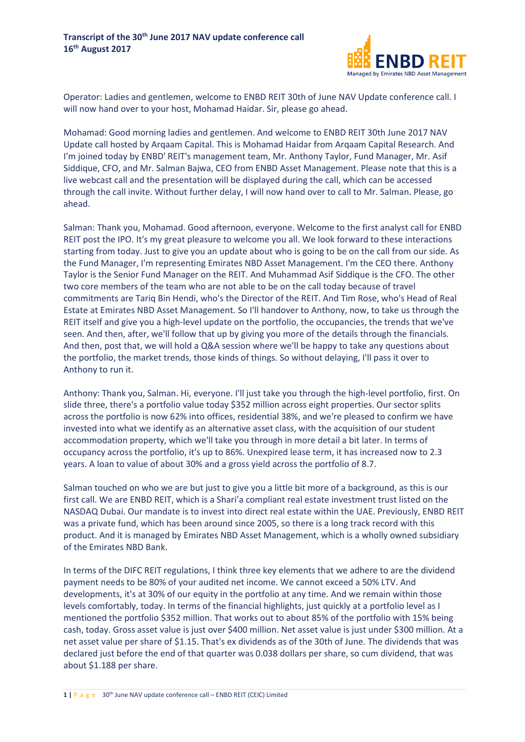**Transcript of the 30th June 2017 NAV update conference call**
**16th August 2017**

Operator: Ladies and gentlemen, welcome to ENBD REIT 30th of June NAV Update conference call. I will now hand over to your host, Mohamad Haidar. Sir, please go ahead.

Mohamad: Good morning ladies and gentlemen. And welcome to ENBD REIT 30th June 2017 NAV Update call hosted by Arqaam Capital. This is Mohamad Haidar from Arqaam Capital Research. And I'm joined today by ENBD' REIT's management team, Mr. Anthony Taylor, Fund Manager, Mr. Asif Siddique, CFO, and Mr. Salman Bajwa, CEO from ENBD Asset Management. Please note that this is a live webcast call and the presentation will be displayed during the call, which can be accessed through the call invite. Without further delay, I will now hand over to call to Mr. Salman. Please, go ahead.

Salman: Thank you, Mohamad. Good afternoon, everyone. Welcome to the first analyst call for ENBD REIT post the IPO. It's my great pleasure to welcome you all. We look forward to these interactions starting from today. Just to give you an update about who is going to be on the call from our side. As the Fund Manager, I'm representing Emirates NBD Asset Management. I'm the CEO there. Anthony Taylor is the Senior Fund Manager on the REIT. And Muhammad Asif Siddique is the CFO. The other two core members of the team who are not able to be on the call today because of travel commitments are Tariq Bin Hendi, who's the Director of the REIT. And Tim Rose, who's Head of Real Estate at Emirates NBD Asset Management. So I'll handover to Anthony, now, to take us through the REIT itself and give you a high-level update on the portfolio, the occupancies, the trends that we've seen. And then, after, we'll follow that up by giving you more of the details through the financials. And then, post that, we will hold a Q&A session where we'll be happy to take any questions about the portfolio, the market trends, those kinds of things. So without delaying, I'll pass it over to Anthony to run it.

Anthony: Thank you, Salman. Hi, everyone. I'll just take you through the high-level portfolio, first. On slide three, there's a portfolio value today $352 million across eight properties. Our sector splits across the portfolio is now 62% into offices, residential 38%, and we're pleased to confirm we have invested into what we identify as an alternative asset class, with the acquisition of our student accommodation property, which we'll take you through in more detail a bit later. In terms of occupancy across the portfolio, it's up to 86%. Unexpired lease term, it has increased now to 2.3 years. A loan to value of about 30% and a gross yield across the portfolio of 8.7.

Salman touched on who we are but just to give you a little bit more of a background, as this is our first call. We are ENBD REIT, which is a Shari'a compliant real estate investment trust listed on the NASDAQ Dubai. Our mandate is to invest into direct real estate within the UAE. Previously, ENBD REIT was a private fund, which has been around since 2005, so there is a long track record with this product. And it is managed by Emirates NBD Asset Management, which is a wholly owned subsidiary of the Emirates NBD Bank.

In terms of the DIFC REIT regulations, I think three key elements that we adhere to are the dividend payment needs to be 80% of your audited net income. We cannot exceed a 50% LTV. And developments, it's at 30% of our equity in the portfolio at any time. And we remain within those levels comfortably, today. In terms of the financial highlights, just quickly at a portfolio level as I mentioned the portfolio $352 million. That works out to about 85% of the portfolio with 15% being cash, today. Gross asset value is just over $400 million. Net asset value is just under $300 million. At a net asset value per share of $1.15. That's ex dividends as of the 30th of June. The dividends that was declared just before the end of that quarter was 0.038 dollars per share, so cum dividend, that was about $1.188 per share.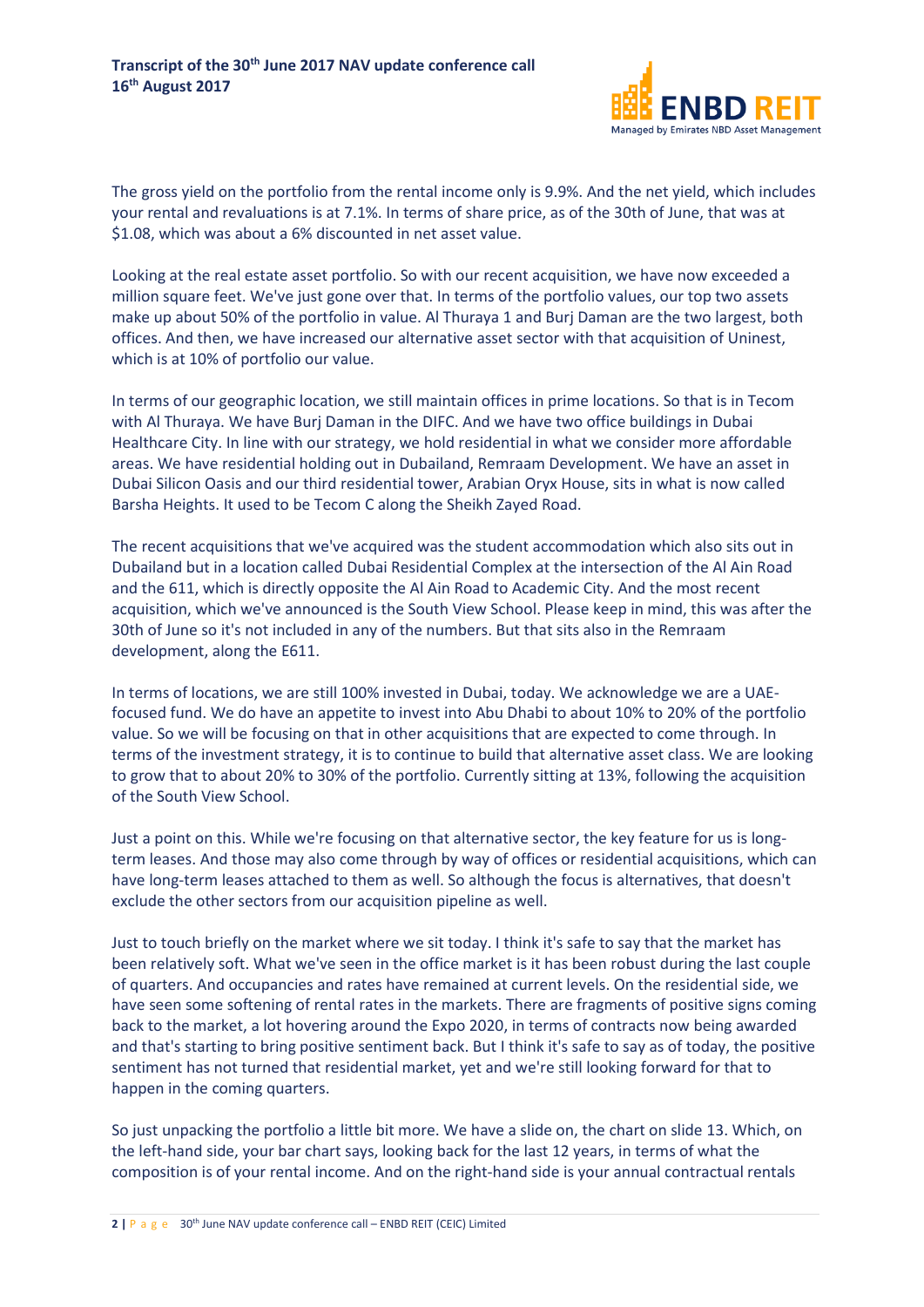The gross yield on the portfolio from the rental income only is 9.9%. And the net yield, which includes your rental and revaluations is at 7.1%. In terms of share price, as of the 30th of June, that was at $1.08, which was about a 6% discounted in net asset value.

Looking at the real estate asset portfolio. So with our recent acquisition, we have now exceeded a million square feet. We've just gone over that. In terms of the portfolio values, our top two assets make up about 50% of the portfolio in value. Al Thuraya 1 and Burj Daman are the two largest, both offices. And then, we have increased our alternative asset sector with that acquisition of Uninest, which is at 10% of portfolio our value.

In terms of our geographic location, we still maintain offices in prime locations. So that is in Tecom with Al Thuraya. We have Burj Daman in the DIFC. And we have two office buildings in Dubai Healthcare City. In line with our strategy, we hold residential in what we consider more affordable areas. We have residential holding out in Dubailand, Remraam Development. We have an asset in Dubai Silicon Oasis and our third residential tower, Arabian Oryx House, sits in what is now called Barsha Heights. It used to be Tecom C along the Sheikh Zayed Road.

The recent acquisitions that we've acquired was the student accommodation which also sits out in Dubailand but in a location called Dubai Residential Complex at the intersection of the Al Ain Road and the 611, which is directly opposite the Al Ain Road to Academic City. And the most recent acquisition, which we've announced is the South View School. Please keep in mind, this was after the 30th of June so it's not included in any of the numbers. But that sits also in the Remraam development, along the E611.

In terms of locations, we are still 100% invested in Dubai, today. We acknowledge we are a UAE-focused fund. We do have an appetite to invest into Abu Dhabi to about 10% to 20% of the portfolio value. So we will be focusing on that in other acquisitions that are expected to come through. In terms of the investment strategy, it is to continue to build that alternative asset class. We are looking to grow that to about 20% to 30% of the portfolio. Currently sitting at 13%, following the acquisition of the South View School.

Just a point on this. While we're focusing on that alternative sector, the key feature for us is long-term leases. And those may also come through by way of offices or residential acquisitions, which can have long-term leases attached to them as well. So although the focus is alternatives, that doesn't exclude the other sectors from our acquisition pipeline as well.

Just to touch briefly on the market where we sit today. I think it's safe to say that the market has been relatively soft. What we've seen in the office market is it has been robust during the last couple of quarters. And occupancies and rates have remained at current levels. On the residential side, we have seen some softening of rental rates in the markets. There are fragments of positive signs coming back to the market, a lot hovering around the Expo 2020, in terms of contracts now being awarded and that's starting to bring positive sentiment back. But I think it's safe to say as of today, the positive sentiment has not turned that residential market, yet and we're still looking forward for that to happen in the coming quarters.

So just unpacking the portfolio a little bit more. We have a slide on, the chart on slide 13. Which, on the left-hand side, your bar chart says, looking back for the last 12 years, in terms of what the composition is of your rental income. And on the right-hand side is your annual contractual rentals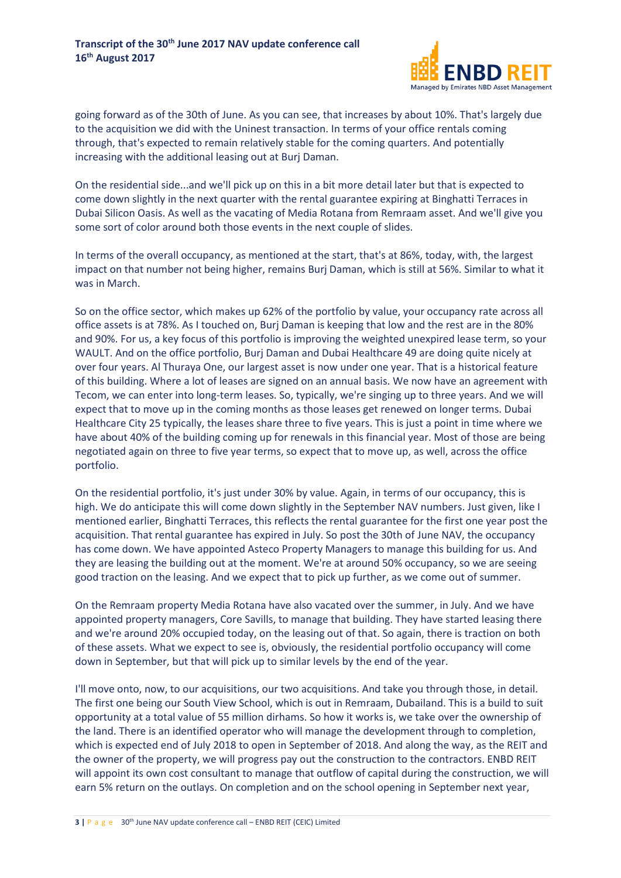going forward as of the 30th of June. As you can see, that increases by about 10%. That's largely due to the acquisition we did with the Uninest transaction. In terms of your office rentals coming through, that's expected to remain relatively stable for the coming quarters. And potentially increasing with the additional leasing out at Burj Daman.

On the residential side...and we'll pick up on this in a bit more detail later but that is expected to come down slightly in the next quarter with the rental guarantee expiring at Binghatti Terraces in Dubai Silicon Oasis. As well as the vacating of Media Rotana from Remraam asset. And we'll give you some sort of color around both those events in the next couple of slides.

In terms of the overall occupancy, as mentioned at the start, that's at 86%, today, with, the largest impact on that number not being higher, remains Burj Daman, which is still at 56%. Similar to what it was in March.

So on the office sector, which makes up 62% of the portfolio by value, your occupancy rate across all office assets is at 78%. As I touched on, Burj Daman is keeping that low and the rest are in the 80% and 90%. For us, a key focus of this portfolio is improving the weighted unexpired lease term, so your WAULT. And on the office portfolio, Burj Daman and Dubai Healthcare 49 are doing quite nicely at over four years. Al Thuraya One, our largest asset is now under one year. That is a historical feature of this building. Where a lot of leases are signed on an annual basis. We now have an agreement with Tecom, we can enter into long-term leases. So, typically, we're singing up to three years. And we will expect that to move up in the coming months as those leases get renewed on longer terms. Dubai Healthcare City 25 typically, the leases share three to five years. This is just a point in time where we have about 40% of the building coming up for renewals in this financial year. Most of those are being negotiated again on three to five year terms, so expect that to move up, as well, across the office portfolio.

On the residential portfolio, it's just under 30% by value. Again, in terms of our occupancy, this is high. We do anticipate this will come down slightly in the September NAV numbers. Just given, like I mentioned earlier, Binghatti Terraces, this reflects the rental guarantee for the first one year post the acquisition. That rental guarantee has expired in July. So post the 30th of June NAV, the occupancy has come down. We have appointed Asteco Property Managers to manage this building for us. And they are leasing the building out at the moment. We're at around 50% occupancy, so we are seeing good traction on the leasing. And we expect that to pick up further, as we come out of summer.

On the Remraam property Media Rotana have also vacated over the summer, in July. And we have appointed property managers, Core Savills, to manage that building. They have started leasing there and we're around 20% occupied today, on the leasing out of that. So again, there is traction on both of these assets. What we expect to see is, obviously, the residential portfolio occupancy will come down in September, but that will pick up to similar levels by the end of the year.

I'll move onto, now, to our acquisitions, our two acquisitions. And take you through those, in detail. The first one being our South View School, which is out in Remraam, Dubailand. This is a build to suit opportunity at a total value of 55 million dirhams. So how it works is, we take over the ownership of the land. There is an identified operator who will manage the development through to completion, which is expected end of July 2018 to open in September of 2018. And along the way, as the REIT and the owner of the property, we will progress pay out the construction to the contractors. ENBD REIT will appoint its own cost consultant to manage that outflow of capital during the construction, we will earn 5% return on the outlays. On completion and on the school opening in September next year,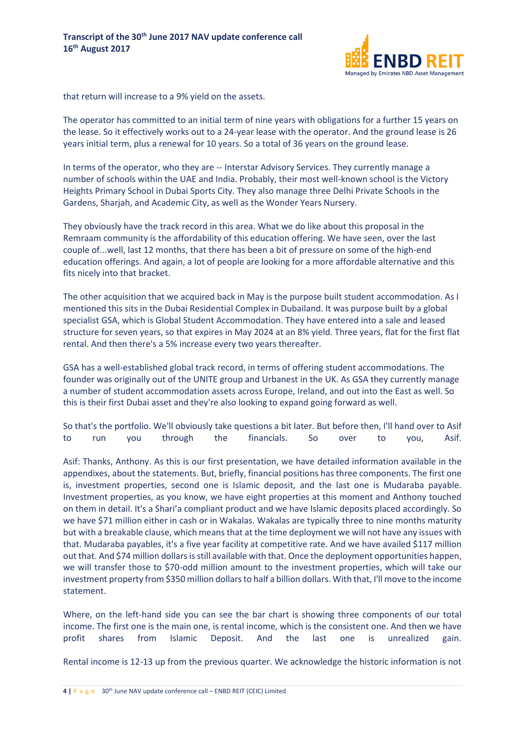that return will increase to a 9% yield on the assets.

The operator has committed to an initial term of nine years with obligations for a further 15 years on the lease. So it effectively works out to a 24-year lease with the operator. And the ground lease is 26 years initial term, plus a renewal for 10 years. So a total of 36 years on the ground lease.

In terms of the operator, who they are -- Interstar Advisory Services. They currently manage a number of schools within the UAE and India. Probably, their most well-known school is the Victory Heights Primary School in Dubai Sports City. They also manage three Delhi Private Schools in the Gardens, Sharjah, and Academic City, as well as the Wonder Years Nursery.

They obviously have the track record in this area. What we do like about this proposal in the Remraam community is the affordability of this education offering. We have seen, over the last couple of...well, last 12 months, that there has been a bit of pressure on some of the high-end education offerings. And again, a lot of people are looking for a more affordable alternative and this fits nicely into that bracket.

The other acquisition that we acquired back in May is the purpose built student accommodation. As I mentioned this sits in the Dubai Residential Complex in Dubailand. It was purpose built by a global specialist GSA, which is Global Student Accommodation. They have entered into a sale and leased structure for seven years, so that expires in May 2024 at an 8% yield. Three years, flat for the first flat rental. And then there's a 5% increase every two years thereafter.

GSA has a well-established global track record, in terms of offering student accommodations. The founder was originally out of the UNITE group and Urbanest in the UK. As GSA they currently manage a number of student accommodation assets across Europe, Ireland, and out into the East as well. So this is their first Dubai asset and they're also looking to expand going forward as well.

So that's the portfolio. We'll obviously take questions a bit later. But before then, I'll hand over to Asif to run you through the financials. So over to you, Asif.

Asif: Thanks, Anthony. As this is our first presentation, we have detailed information available in the appendixes, about the statements. But, briefly, financial positions has three components. The first one is, investment properties, second one is Islamic deposit, and the last one is Mudaraba payable. Investment properties, as you know, we have eight properties at this moment and Anthony touched on them in detail. It's a Shari'a compliant product and we have Islamic deposits placed accordingly. So we have $71 million either in cash or in Wakalas. Wakalas are typically three to nine months maturity but with a breakable clause, which means that at the time deployment we will not have any issues with that. Mudaraba payables, it's a five year facility at competitive rate. And we have availed $117 million out that. And $74 million dollars is still available with that. Once the deployment opportunities happen, we will transfer those to $70-odd million amount to the investment properties, which will take our investment property from $350 million dollars to half a billion dollars. With that, I'll move to the income statement.

Where, on the left-hand side you can see the bar chart is showing three components of our total income. The first one is the main one, is rental income, which is the consistent one. And then we have profit shares from Islamic Deposit. And the last one is unrealized gain.

Rental income is 12-13 up from the previous quarter. We acknowledge the historic information is not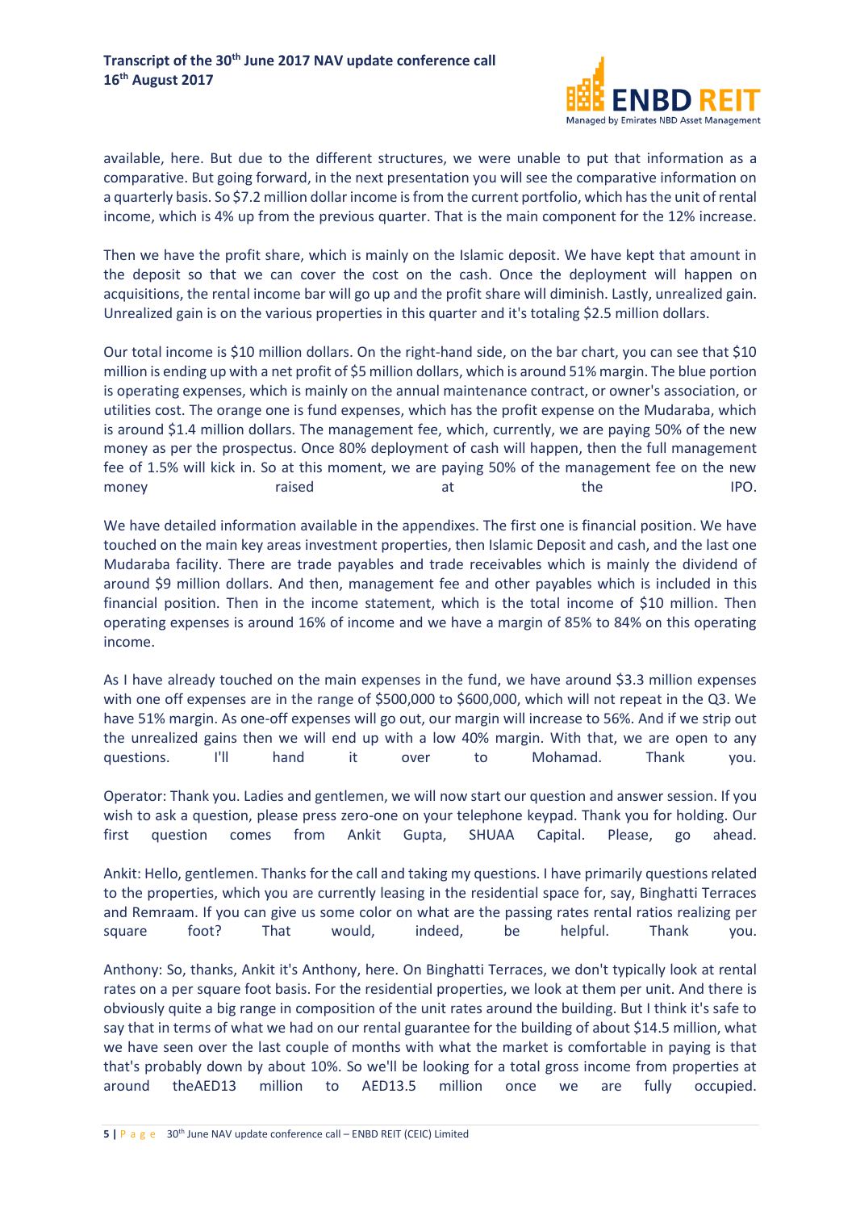available, here. But due to the different structures, we were unable to put that information as a comparative. But going forward, in the next presentation you will see the comparative information on a quarterly basis. So $7.2 million dollar income is from the current portfolio, which has the unit of rental income, which is 4% up from the previous quarter. That is the main component for the 12% increase.

Then we have the profit share, which is mainly on the Islamic deposit. We have kept that amount in the deposit so that we can cover the cost on the cash. Once the deployment will happen on acquisitions, the rental income bar will go up and the profit share will diminish. Lastly, unrealized gain. Unrealized gain is on the various properties in this quarter and it's totaling $2.5 million dollars.

Our total income is $10 million dollars. On the right-hand side, on the bar chart, you can see that $10 million is ending up with a net profit of $5 million dollars, which is around 51% margin. The blue portion is operating expenses, which is mainly on the annual maintenance contract, or owner's association, or utilities cost. The orange one is fund expenses, which has the profit expense on the Mudaraba, which is around $1.4 million dollars. The management fee, which, currently, we are paying 50% of the new money as per the prospectus. Once 80% deployment of cash will happen, then the full management fee of 1.5% will kick in. So at this moment, we are paying 50% of the management fee on the new money raised at the IPO.

We have detailed information available in the appendixes. The first one is financial position. We have touched on the main key areas investment properties, then Islamic Deposit and cash, and the last one Mudaraba facility. There are trade payables and trade receivables which is mainly the dividend of around $9 million dollars. And then, management fee and other payables which is included in this financial position. Then in the income statement, which is the total income of $10 million. Then operating expenses is around 16% of income and we have a margin of 85% to 84% on this operating income.

As I have already touched on the main expenses in the fund, we have around $3.3 million expenses with one off expenses are in the range of $500,000 to $600,000, which will not repeat in the Q3. We have 51% margin. As one-off expenses will go out, our margin will increase to 56%. And if we strip out the unrealized gains then we will end up with a low 40% margin. With that, we are open to any questions. I'll hand it over to Mohamad. Thank you.

Operator: Thank you. Ladies and gentlemen, we will now start our question and answer session. If you wish to ask a question, please press zero-one on your telephone keypad. Thank you for holding. Our first question comes from Ankit Gupta, SHUAA Capital. Please, go ahead.

Ankit: Hello, gentlemen. Thanks for the call and taking my questions. I have primarily questions related to the properties, which you are currently leasing in the residential space for, say, Binghatti Terraces and Remraam. If you can give us some color on what are the passing rates rental ratios realizing per square foot? That would, indeed, be helpful. Thank you.

Anthony: So, thanks, Ankit it's Anthony, here. On Binghatti Terraces, we don't typically look at rental rates on a per square foot basis. For the residential properties, we look at them per unit. And there is obviously quite a big range in composition of the unit rates around the building. But I think it's safe to say that in terms of what we had on our rental guarantee for the building of about $14.5 million, what we have seen over the last couple of months with what the market is comfortable in paying is that that's probably down by about 10%. So we'll be looking for a total gross income from properties at around theAED13 million to AED13.5 million once we are fully occupied.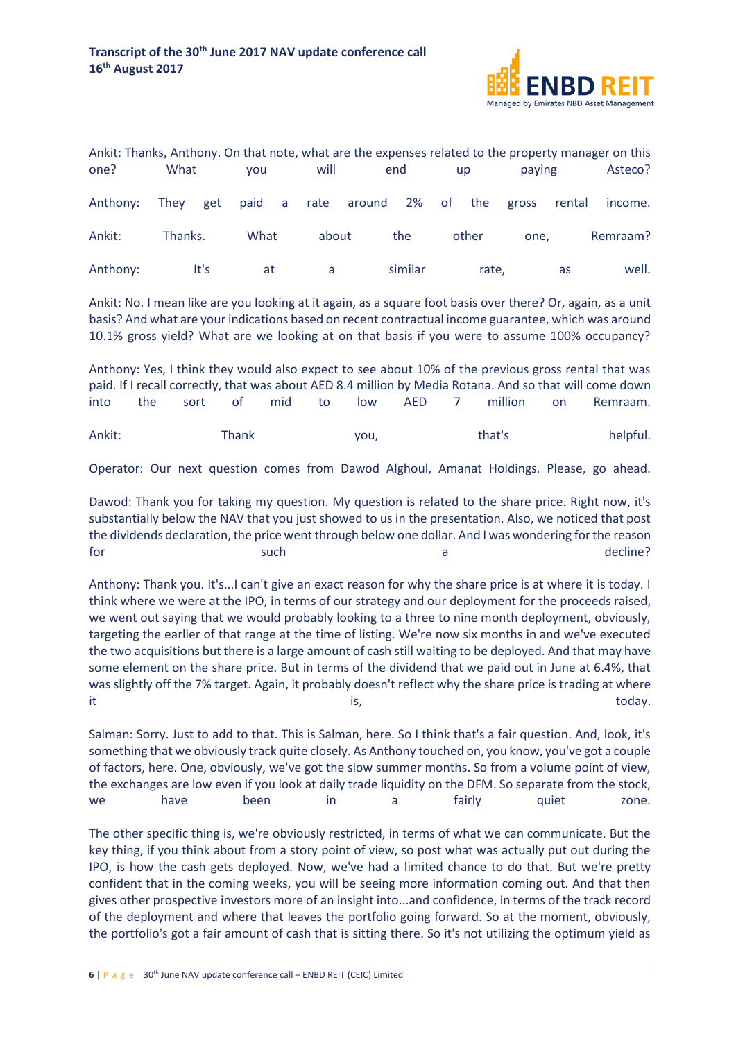Ankit: Thanks, Anthony. On that note, what are the expenses related to the property manager on this one? What you will end up paying Asteco?

Anthony: They get paid a rate around 2% of the gross rental income.

Ankit: Thanks. What about the other one, Remraam?

Anthony: It's at a similar rate, as well.

Ankit: No. I mean like are you looking at it again, as a square foot basis over there? Or, again, as a unit basis? And what are your indications based on recent contractual income guarantee, which was around 10.1% gross yield? What are we looking at on that basis if you were to assume 100% occupancy?

Anthony: Yes, I think they would also expect to see about 10% of the previous gross rental that was paid. If I recall correctly, that was about AED 8.4 million by Media Rotana. And so that will come down into the sort of mid to low AED 7 million on Remraam.

Ankit: Thank you, that's helpful.

Operator: Our next question comes from Dawod Alghoul, Amanat Holdings. Please, go ahead.

Dawod: Thank you for taking my question. My question is related to the share price. Right now, it's substantially below the NAV that you just showed to us in the presentation. Also, we noticed that post the dividends declaration, the price went through below one dollar. And I was wondering for the reason for such a decline?

Anthony: Thank you. It's...I can't give an exact reason for why the share price is at where it is today. I think where we were at the IPO, in terms of our strategy and our deployment for the proceeds raised, we went out saying that we would probably looking to a three to nine month deployment, obviously, targeting the earlier of that range at the time of listing. We're now six months in and we've executed the two acquisitions but there is a large amount of cash still waiting to be deployed. And that may have some element on the share price. But in terms of the dividend that we paid out in June at 6.4%, that was slightly off the 7% target. Again, it probably doesn't reflect why the share price is trading at where it is, today.

Salman: Sorry. Just to add to that. This is Salman, here. So I think that's a fair question. And, look, it's something that we obviously track quite closely. As Anthony touched on, you know, you've got a couple of factors, here. One, obviously, we've got the slow summer months. So from a volume point of view, the exchanges are low even if you look at daily trade liquidity on the DFM. So separate from the stock, we have been in a fairly quiet zone.

The other specific thing is, we're obviously restricted, in terms of what we can communicate. But the key thing, if you think about from a story point of view, so post what was actually put out during the IPO, is how the cash gets deployed. Now, we've had a limited chance to do that. But we're pretty confident that in the coming weeks, you will be seeing more information coming out. And that then gives other prospective investors more of an insight into...and confidence, in terms of the track record of the deployment and where that leaves the portfolio going forward. So at the moment, obviously, the portfolio's got a fair amount of cash that is sitting there. So it's not utilizing the optimum yield as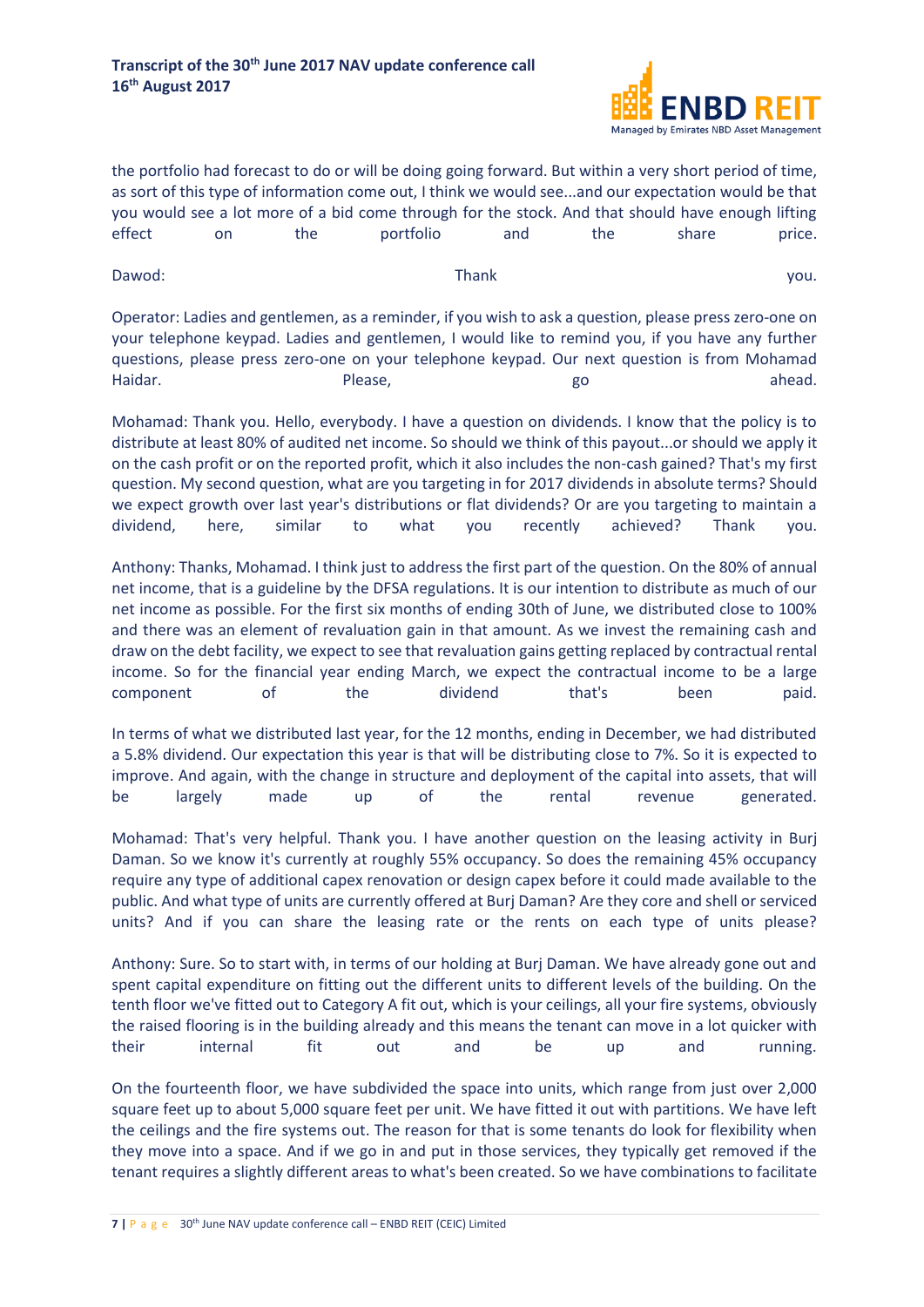the portfolio had forecast to do or will be doing going forward. But within a very short period of time, as sort of this type of information come out, I think we would see...and our expectation would be that you would see a lot more of a bid come through for the stock. And that should have enough lifting effect on the portfolio and the share price.

Dawod: Thank you.

Operator: Ladies and gentlemen, as a reminder, if you wish to ask a question, please press zero-one on your telephone keypad. Ladies and gentlemen, I would like to remind you, if you have any further questions, please press zero-one on your telephone keypad. Our next question is from Mohamad Haidar. Please, go ahead.

Mohamad: Thank you. Hello, everybody. I have a question on dividends. I know that the policy is to distribute at least 80% of audited net income. So should we think of this payout...or should we apply it on the cash profit or on the reported profit, which it also includes the non-cash gained? That's my first question. My second question, what are you targeting in for 2017 dividends in absolute terms? Should we expect growth over last year's distributions or flat dividends? Or are you targeting to maintain a dividend, here, similar to what you recently achieved? Thank you.

Anthony: Thanks, Mohamad. I think just to address the first part of the question. On the 80% of annual net income, that is a guideline by the DFSA regulations. It is our intention to distribute as much of our net income as possible. For the first six months of ending 30th of June, we distributed close to 100% and there was an element of revaluation gain in that amount. As we invest the remaining cash and draw on the debt facility, we expect to see that revaluation gains getting replaced by contractual rental income. So for the financial year ending March, we expect the contractual income to be a large component of the dividend that's been paid.

In terms of what we distributed last year, for the 12 months, ending in December, we had distributed a 5.8% dividend. Our expectation this year is that will be distributing close to 7%. So it is expected to improve. And again, with the change in structure and deployment of the capital into assets, that will be largely made up of the rental revenue generated.

Mohamad: That's very helpful. Thank you. I have another question on the leasing activity in Burj Daman. So we know it's currently at roughly 55% occupancy. So does the remaining 45% occupancy require any type of additional capex renovation or design capex before it could made available to the public. And what type of units are currently offered at Burj Daman? Are they core and shell or serviced units? And if you can share the leasing rate or the rents on each type of units please?

Anthony: Sure. So to start with, in terms of our holding at Burj Daman. We have already gone out and spent capital expenditure on fitting out the different units to different levels of the building. On the tenth floor we've fitted out to Category A fit out, which is your ceilings, all your fire systems, obviously the raised flooring is in the building already and this means the tenant can move in a lot quicker with their internal fit out and be up and running.

On the fourteenth floor, we have subdivided the space into units, which range from just over 2,000 square feet up to about 5,000 square feet per unit. We have fitted it out with partitions. We have left the ceilings and the fire systems out. The reason for that is some tenants do look for flexibility when they move into a space. And if we go in and put in those services, they typically get removed if the tenant requires a slightly different areas to what's been created. So we have combinations to facilitate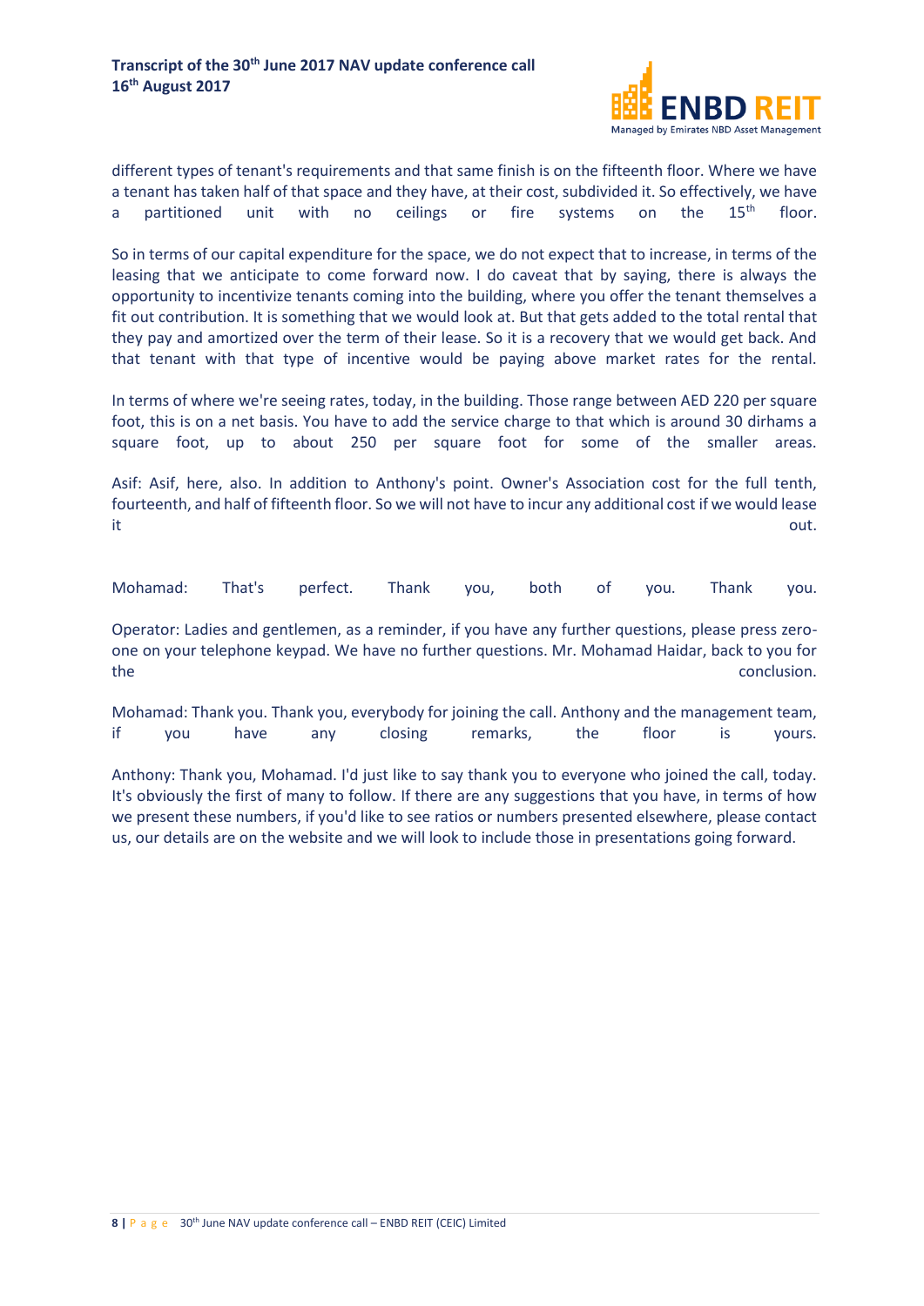different types of tenant's requirements and that same finish is on the fifteenth floor. Where we have a tenant has taken half of that space and they have, at their cost, subdivided it. So effectively, we have a partitioned unit with no ceilings or fire systems on the 15th floor.

So in terms of our capital expenditure for the space, we do not expect that to increase, in terms of the leasing that we anticipate to come forward now. I do caveat that by saying, there is always the opportunity to incentivize tenants coming into the building, where you offer the tenant themselves a fit out contribution. It is something that we would look at. But that gets added to the total rental that they pay and amortized over the term of their lease. So it is a recovery that we would get back. And that tenant with that type of incentive would be paying above market rates for the rental.

In terms of where we're seeing rates, today, in the building. Those range between AED 220 per square foot, this is on a net basis. You have to add the service charge to that which is around 30 dirhams a square foot, up to about 250 per square foot for some of the smaller areas.

Asif: Asif, here, also. In addition to Anthony's point. Owner's Association cost for the full tenth, fourteenth, and half of fifteenth floor. So we will not have to incur any additional cost if we would lease it out.

Mohamad: That's perfect. Thank you, both of you. Thank you.

Operator: Ladies and gentlemen, as a reminder, if you have any further questions, please press zero-one on your telephone keypad. We have no further questions. Mr. Mohamad Haidar, back to you for the conclusion.

Mohamad: Thank you. Thank you, everybody for joining the call. Anthony and the management team, if you have any closing remarks, the floor is yours.

Anthony: Thank you, Mohamad. I'd just like to say thank you to everyone who joined the call, today. It's obviously the first of many to follow. If there are any suggestions that you have, in terms of how we present these numbers, if you'd like to see ratios or numbers presented elsewhere, please contact us, our details are on the website and we will look to include those in presentations going forward.